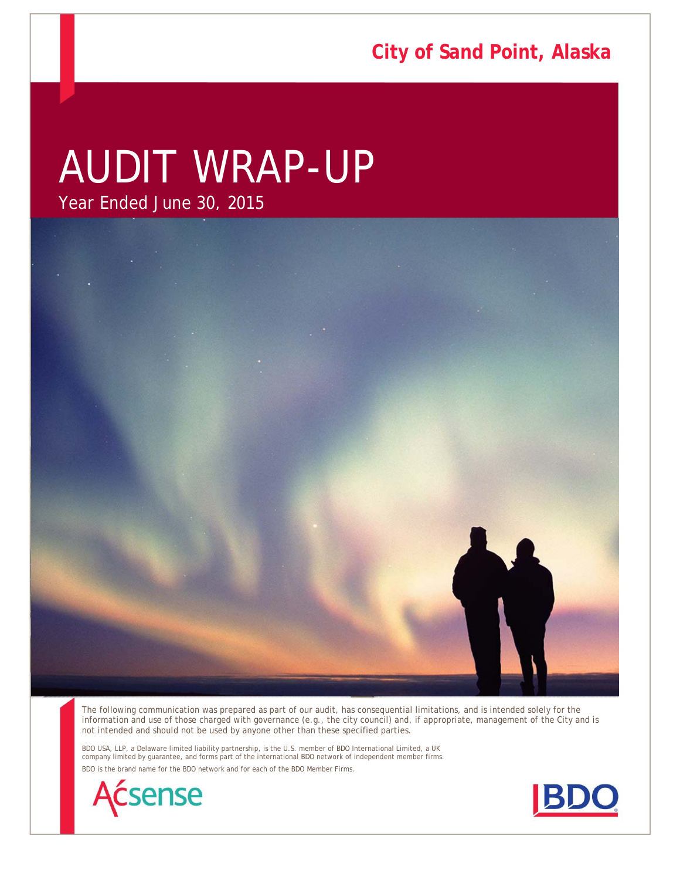**City of Sand Point, Alaska**

# AUDIT WRAP-UP

Year Ended June 30, 2015

The following communication was prepared as part of our audit, has consequential limitations, and is intended solely for the information and use of those charged with governance (e.g., the city council) and, if appropriate, management of the City and is not intended and should not be used by anyone other than these specified parties.

BDO USA, LLP, a Delaware limited liability partnership, is the U.S. member of BDO International Limited, a UK company limited by guarantee, and forms part of the international BDO network of independent member firms.

BDO is the brand name for the BDO network and for each of the BDO Member Firms.

Acsense

BDO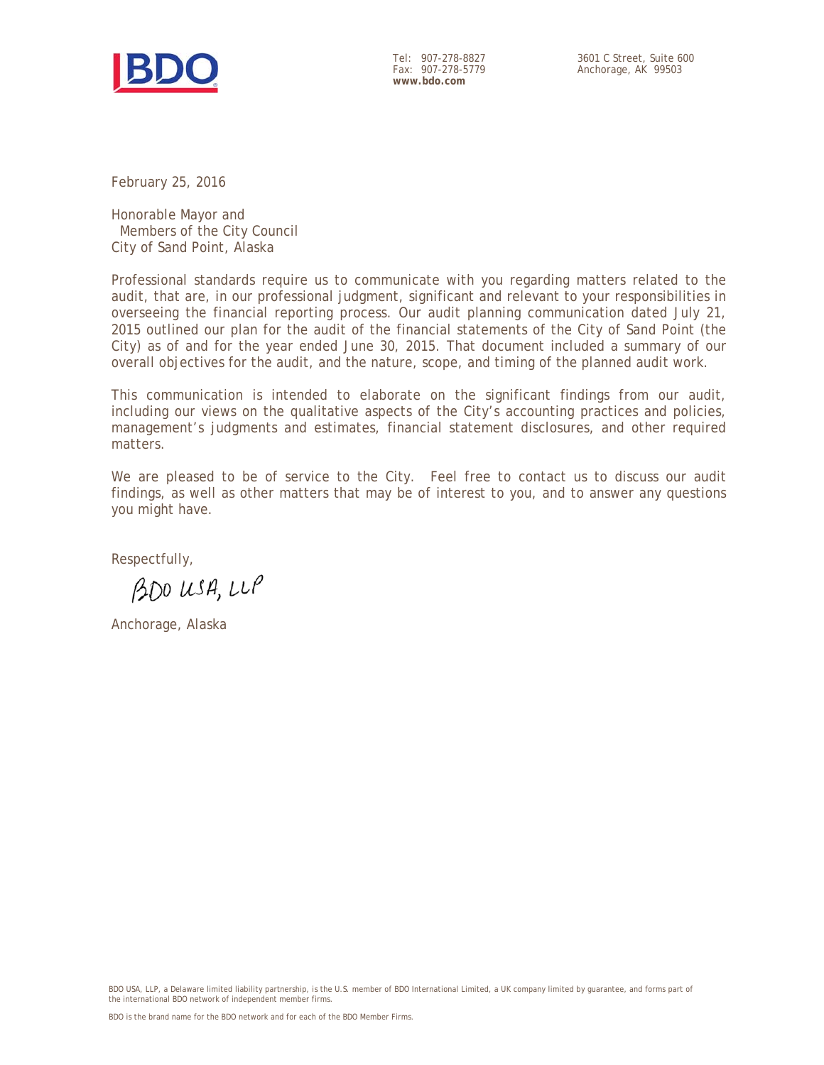Tel: 907-278-8827
Fax: 907-278-5779
**www.bdo.com**

3601 C Street, Suite 600
Anchorage, AK 99503

February 25, 2016

Honorable Mayor and
Members of the City Council
City of Sand Point, Alaska

Professional standards require us to communicate with you regarding matters related to the audit, that are, in our professional judgment, significant and relevant to your responsibilities in overseeing the financial reporting process. Our audit planning communication dated July 21, 2015 outlined our plan for the audit of the financial statements of the City of Sand Point (the City) as of and for the year ended June 30, 2015. That document included a summary of our overall objectives for the audit, and the nature, scope, and timing of the planned audit work.

This communication is intended to elaborate on the significant findings from our audit, including our views on the qualitative aspects of the City's accounting practices and policies, management's judgments and estimates, financial statement disclosures, and other required matters.

We are pleased to be of service to the City. Feel free to contact us to discuss our audit findings, as well as other matters that may be of interest to you, and to answer any questions you might have.

Respectfully,

BDO USA, LLP

Anchorage, Alaska

BDO USA, LLP, a Delaware limited liability partnership, is the U.S. member of BDO International Limited, a UK company limited by guarantee, and forms part of the international BDO network of independent member firms.

BDO is the brand name for the BDO network and for each of the BDO Member Firms.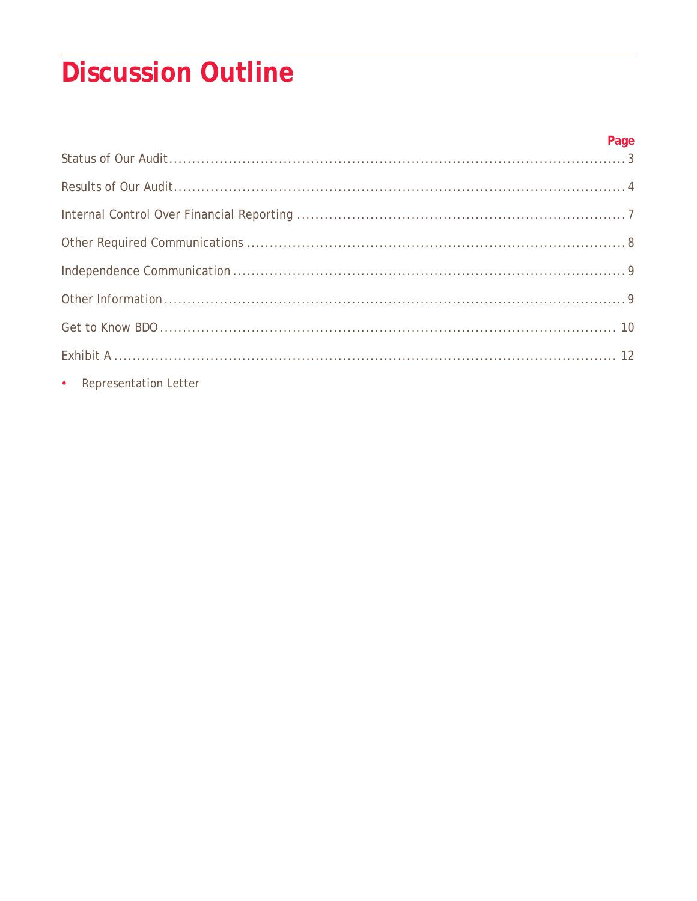# Discussion Outline

| | Page |
|---|---|
| Status of Our Audit | 3 |
| Results of Our Audit | 4 |
| Internal Control Over Financial Reporting | 7 |
| Other Required Communications | 8 |
| Independence Communication | 9 |
| Other Information | 9 |
| Get to Know BDO | 10 |
| Exhibit A | 12 |

- Representation Letter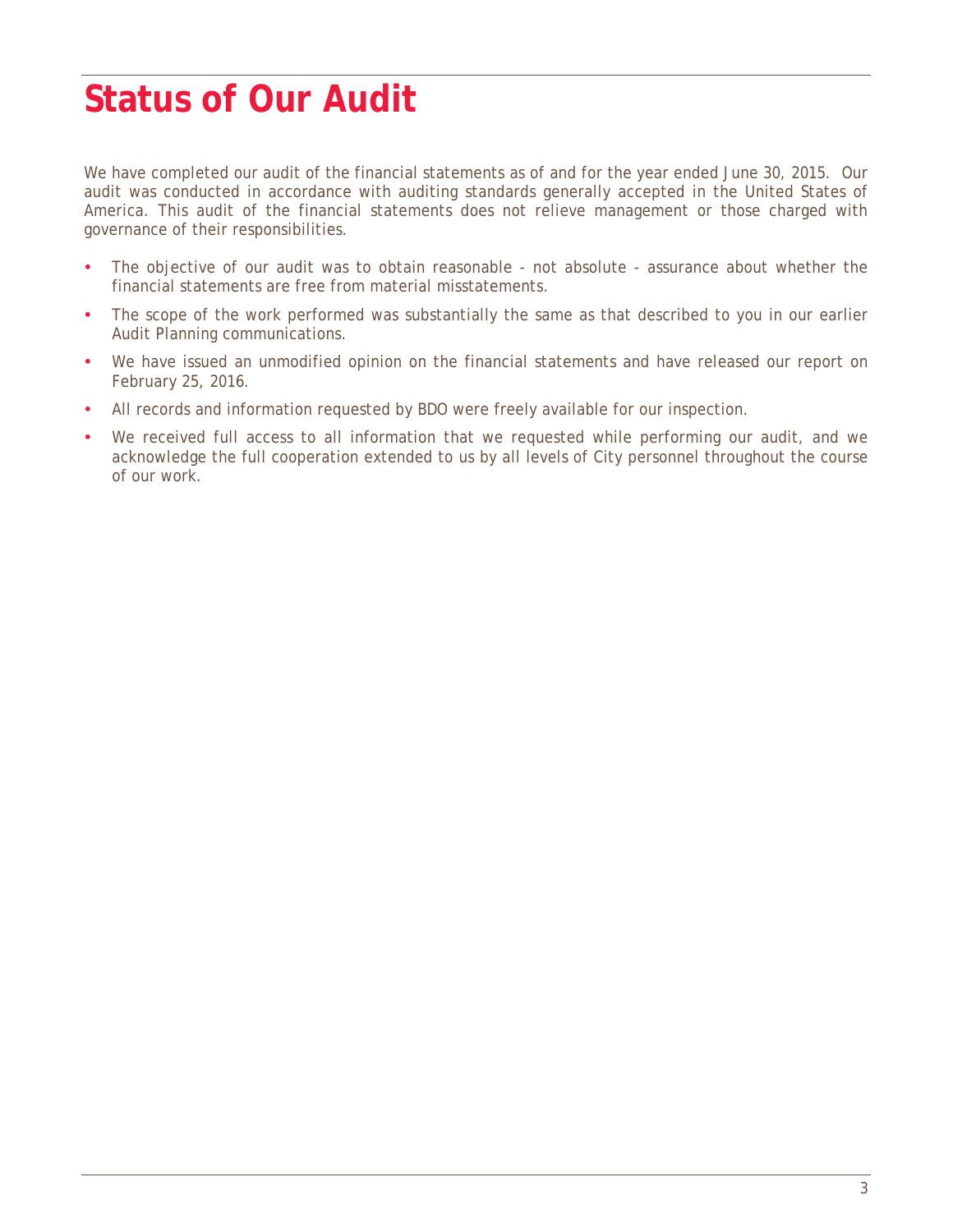# Status of Our Audit

We have completed our audit of the financial statements as of and for the year ended June 30, 2015. Our audit was conducted in accordance with auditing standards generally accepted in the United States of America. This audit of the financial statements does not relieve management or those charged with governance of their responsibilities.

- The objective of our audit was to obtain reasonable - not absolute - assurance about whether the financial statements are free from material misstatements.
- The scope of the work performed was substantially the same as that described to you in our earlier Audit Planning communications.
- We have issued an unmodified opinion on the financial statements and have released our report on February 25, 2016.
- All records and information requested by BDO were freely available for our inspection.
- We received full access to all information that we requested while performing our audit, and we acknowledge the full cooperation extended to us by all levels of City personnel throughout the course of our work.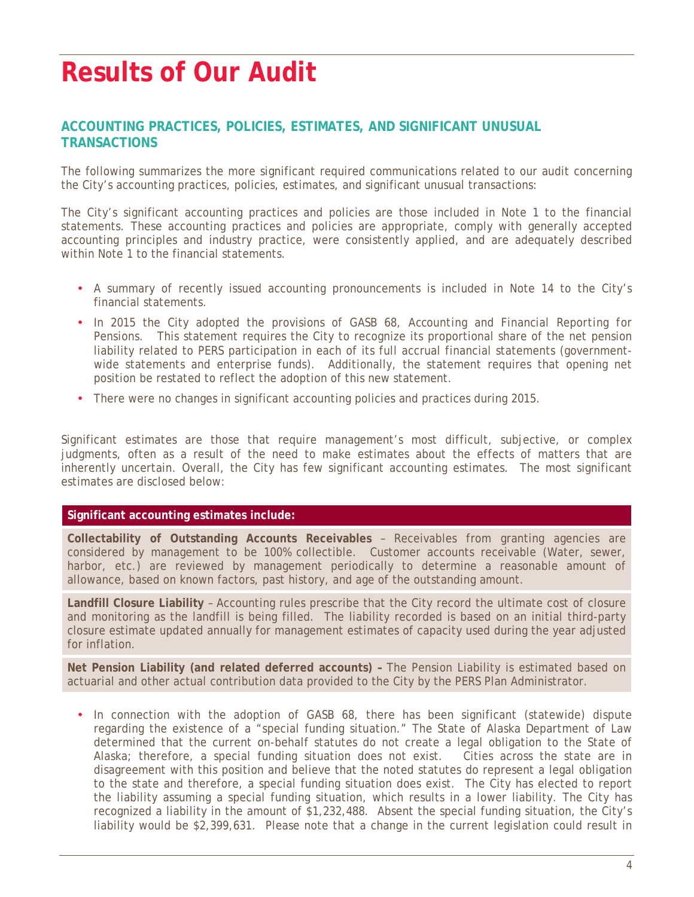# Results of Our Audit

## ACCOUNTING PRACTICES, POLICIES, ESTIMATES, AND SIGNIFICANT UNUSUAL TRANSACTIONS

The following summarizes the more significant required communications related to our audit concerning the City's accounting practices, policies, estimates, and significant unusual transactions:

The City's significant accounting practices and policies are those included in Note 1 to the financial statements. These accounting practices and policies are appropriate, comply with generally accepted accounting principles and industry practice, were consistently applied, and are adequately described within Note 1 to the financial statements.

- A summary of recently issued accounting pronouncements is included in Note 14 to the City's financial statements.
- In 2015 the City adopted the provisions of GASB 68, Accounting and Financial Reporting for Pensions. This statement requires the City to recognize its proportional share of the net pension liability related to PERS participation in each of its full accrual financial statements (government-wide statements and enterprise funds). Additionally, the statement requires that opening net position be restated to reflect the adoption of this new statement.
- There were no changes in significant accounting policies and practices during 2015.

Significant estimates are those that require management's most difficult, subjective, or complex judgments, often as a result of the need to make estimates about the effects of matters that are inherently uncertain. Overall, the City has few significant accounting estimates. The most significant estimates are disclosed below:

| Significant accounting estimates include: |
|---|
| **Collectability of Outstanding Accounts Receivables** – Receivables from granting agencies are considered by management to be 100% collectible. Customer accounts receivable (Water, sewer, harbor, etc.) are reviewed by management periodically to determine a reasonable amount of allowance, based on known factors, past history, and age of the outstanding amount. |
| **Landfill Closure Liability** – Accounting rules prescribe that the City record the ultimate cost of closure and monitoring as the landfill is being filled. The liability recorded is based on an initial third-party closure estimate updated annually for management estimates of capacity used during the year adjusted for inflation. |
| **Net Pension Liability (and related deferred accounts) –** The Pension Liability is estimated based on actuarial and other actual contribution data provided to the City by the PERS Plan Administrator. |

- In connection with the adoption of GASB 68, there has been significant (statewide) dispute regarding the existence of a "special funding situation." The State of Alaska Department of Law determined that the current on-behalf statutes do not create a legal obligation to the State of Alaska; therefore, a special funding situation does not exist. Cities across the state are in disagreement with this position and believe that the noted statutes do represent a legal obligation to the state and therefore, a special funding situation does exist. The City has elected to report the liability assuming a special funding situation, which results in a lower liability. The City has recognized a liability in the amount of $1,232,488. Absent the special funding situation, the City's liability would be $2,399,631. Please note that a change in the current legislation could result in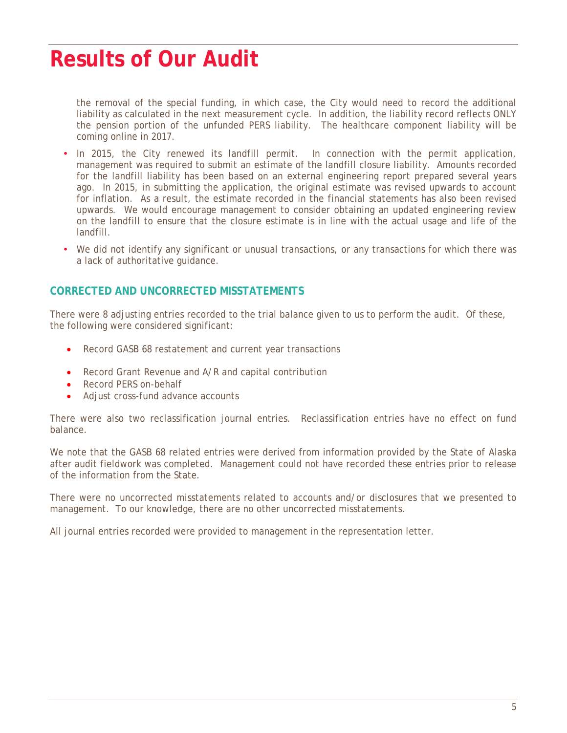# Results of Our Audit

the removal of the special funding, in which case, the City would need to record the additional liability as calculated in the next measurement cycle. In addition, the liability record reflects ONLY the pension portion of the unfunded PERS liability. The healthcare component liability will be coming online in 2017.

- In 2015, the City renewed its landfill permit. In connection with the permit application, management was required to submit an estimate of the landfill closure liability. Amounts recorded for the landfill liability has been based on an external engineering report prepared several years ago. In 2015, in submitting the application, the original estimate was revised upwards to account for inflation. As a result, the estimate recorded in the financial statements has also been revised upwards. We would encourage management to consider obtaining an updated engineering review on the landfill to ensure that the closure estimate is in line with the actual usage and life of the landfill.
- We did not identify any significant or unusual transactions, or any transactions for which there was a lack of authoritative guidance.

## CORRECTED AND UNCORRECTED MISSTATEMENTS

There were 8 adjusting entries recorded to the trial balance given to us to perform the audit. Of these, the following were considered significant:

- Record GASB 68 restatement and current year transactions
- Record Grant Revenue and A/R and capital contribution
- Record PERS on-behalf
- Adjust cross-fund advance accounts

There were also two reclassification journal entries. Reclassification entries have no effect on fund balance.

We note that the GASB 68 related entries were derived from information provided by the State of Alaska after audit fieldwork was completed. Management could not have recorded these entries prior to release of the information from the State.

There were no uncorrected misstatements related to accounts and/or disclosures that we presented to management. To our knowledge, there are no other uncorrected misstatements.

All journal entries recorded were provided to management in the representation letter.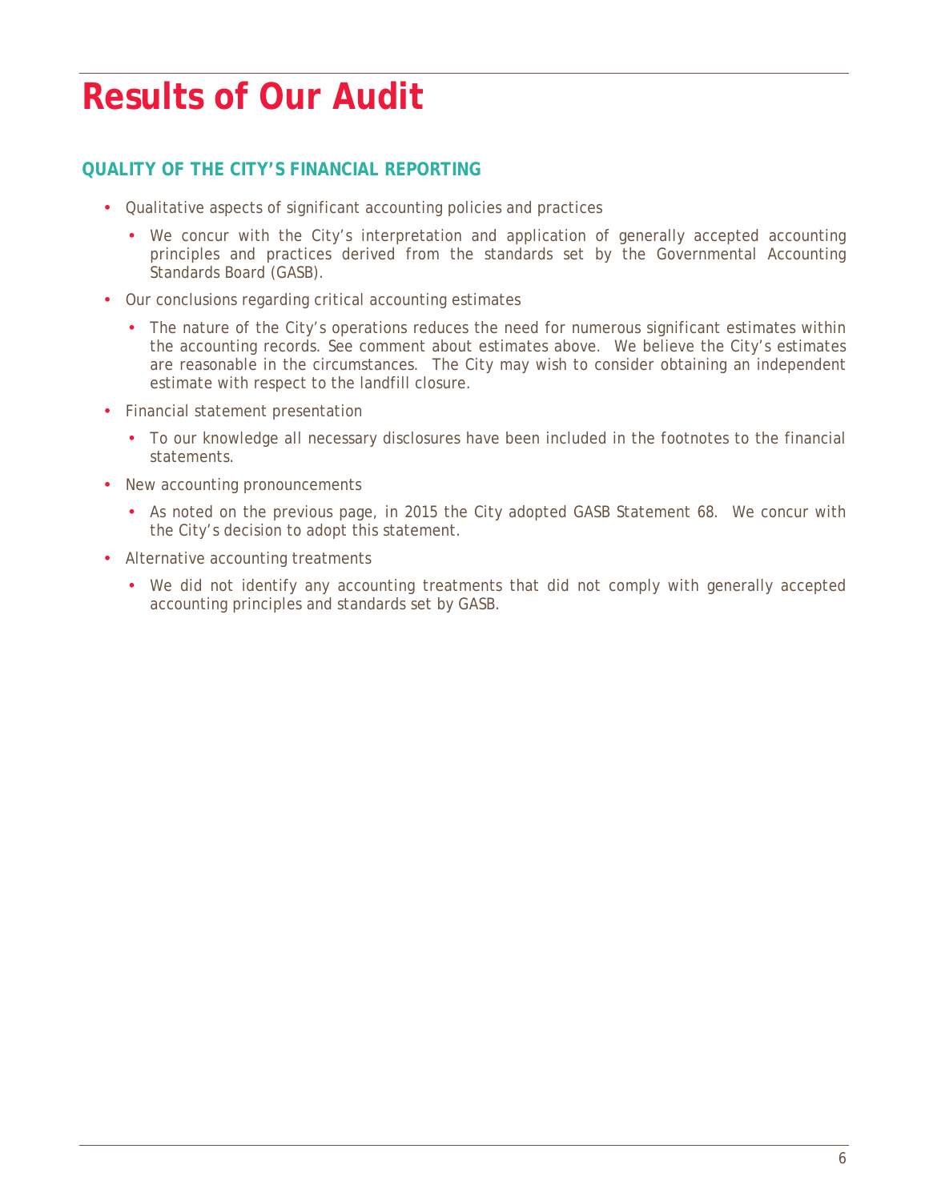# Results of Our Audit

## QUALITY OF THE CITY'S FINANCIAL REPORTING

- Qualitative aspects of significant accounting policies and practices
  - We concur with the City's interpretation and application of generally accepted accounting principles and practices derived from the standards set by the Governmental Accounting Standards Board (GASB).
- Our conclusions regarding critical accounting estimates
  - The nature of the City's operations reduces the need for numerous significant estimates within the accounting records. See comment about estimates above. We believe the City's estimates are reasonable in the circumstances. The City may wish to consider obtaining an independent estimate with respect to the landfill closure.
- Financial statement presentation
  - To our knowledge all necessary disclosures have been included in the footnotes to the financial statements.
- New accounting pronouncements
  - As noted on the previous page, in 2015 the City adopted GASB Statement 68. We concur with the City's decision to adopt this statement.
- Alternative accounting treatments
  - We did not identify any accounting treatments that did not comply with generally accepted accounting principles and standards set by GASB.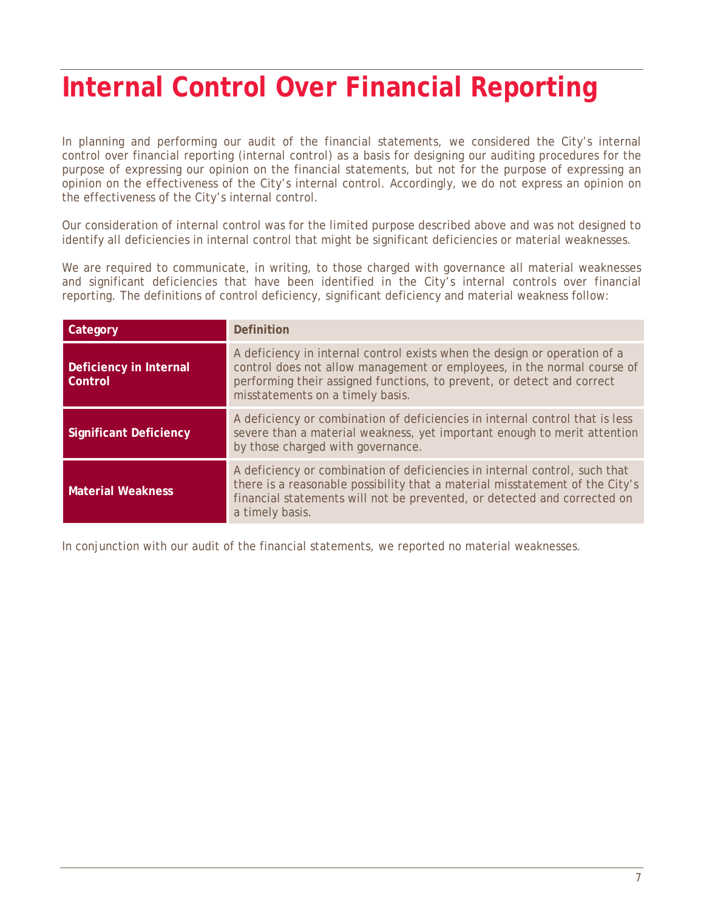# Internal Control Over Financial Reporting

In planning and performing our audit of the financial statements, we considered the City's internal control over financial reporting (internal control) as a basis for designing our auditing procedures for the purpose of expressing our opinion on the financial statements, but not for the purpose of expressing an opinion on the effectiveness of the City's internal control. Accordingly, we do not express an opinion on the effectiveness of the City's internal control.

Our consideration of internal control was for the limited purpose described above and was not designed to identify all deficiencies in internal control that might be significant deficiencies or material weaknesses.

We are required to communicate, in writing, to those charged with governance all material weaknesses and significant deficiencies that have been identified in the City's internal controls over financial reporting. The definitions of control deficiency, significant deficiency and material weakness follow:

| Category | Definition |
| --- | --- |
| **Deficiency in Internal Control** | A deficiency in internal control exists when the design or operation of a control does not allow management or employees, in the normal course of performing their assigned functions, to prevent, or detect and correct misstatements on a timely basis. |
| **Significant Deficiency** | A deficiency or combination of deficiencies in internal control that is less severe than a material weakness, yet important enough to merit attention by those charged with governance. |
| **Material Weakness** | A deficiency or combination of deficiencies in internal control, such that there is a reasonable possibility that a material misstatement of the City's financial statements will not be prevented, or detected and corrected on a timely basis. |

In conjunction with our audit of the financial statements, we reported no material weaknesses.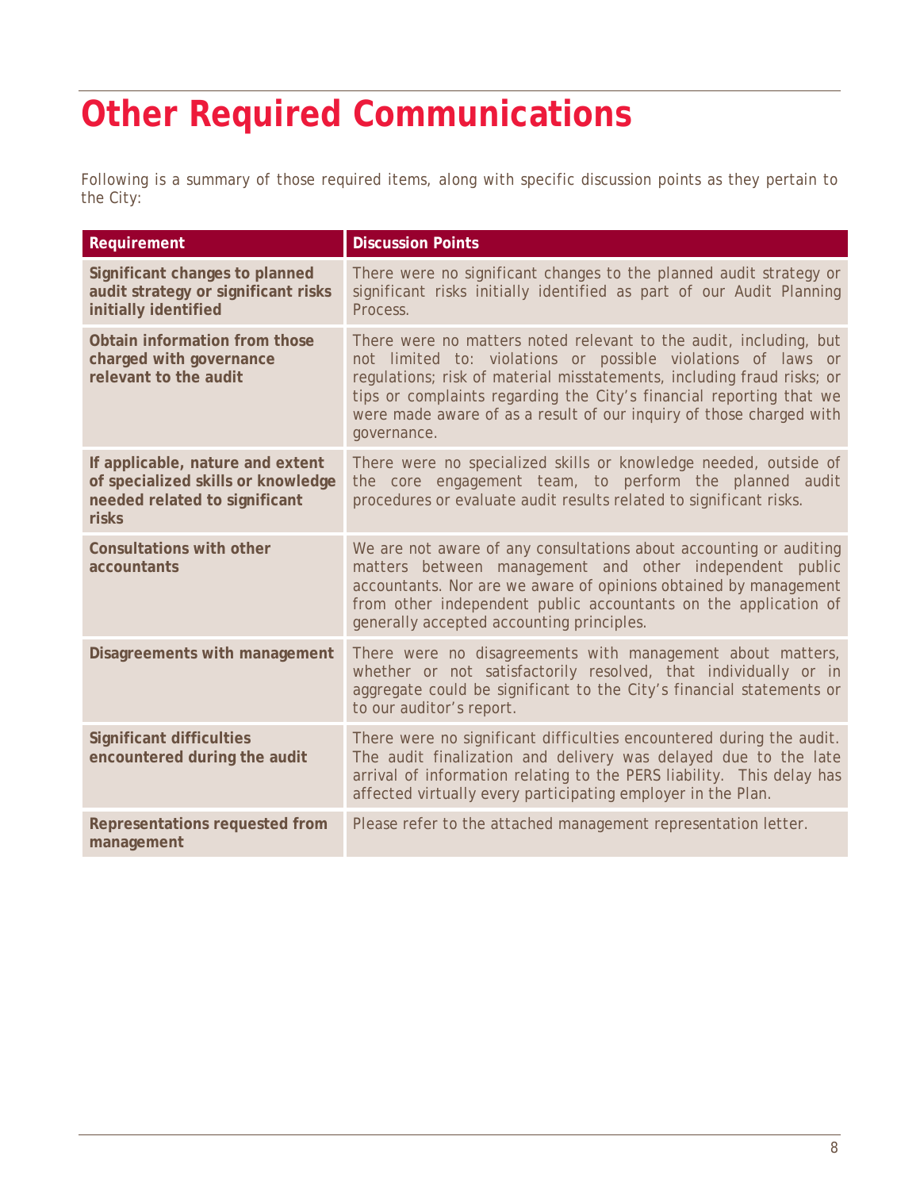# Other Required Communications

Following is a summary of those required items, along with specific discussion points as they pertain to the City:

| Requirement | Discussion Points |
|---|---|
| **Significant changes to planned audit strategy or significant risks initially identified** | There were no significant changes to the planned audit strategy or significant risks initially identified as part of our Audit Planning Process. |
| **Obtain information from those charged with governance relevant to the audit** | There were no matters noted relevant to the audit, including, but not limited to: violations or possible violations of laws or regulations; risk of material misstatements, including fraud risks; or tips or complaints regarding the City's financial reporting that we were made aware of as a result of our inquiry of those charged with governance. |
| **If applicable, nature and extent of specialized skills or knowledge needed related to significant risks** | There were no specialized skills or knowledge needed, outside of the core engagement team, to perform the planned audit procedures or evaluate audit results related to significant risks. |
| **Consultations with other accountants** | We are not aware of any consultations about accounting or auditing matters between management and other independent public accountants. Nor are we aware of opinions obtained by management from other independent public accountants on the application of generally accepted accounting principles. |
| **Disagreements with management** | There were no disagreements with management about matters, whether or not satisfactorily resolved, that individually or in aggregate could be significant to the City's financial statements or to our auditor's report. |
| **Significant difficulties encountered during the audit** | There were no significant difficulties encountered during the audit. The audit finalization and delivery was delayed due to the late arrival of information relating to the PERS liability. This delay has affected virtually every participating employer in the Plan. |
| **Representations requested from management** | Please refer to the attached management representation letter. |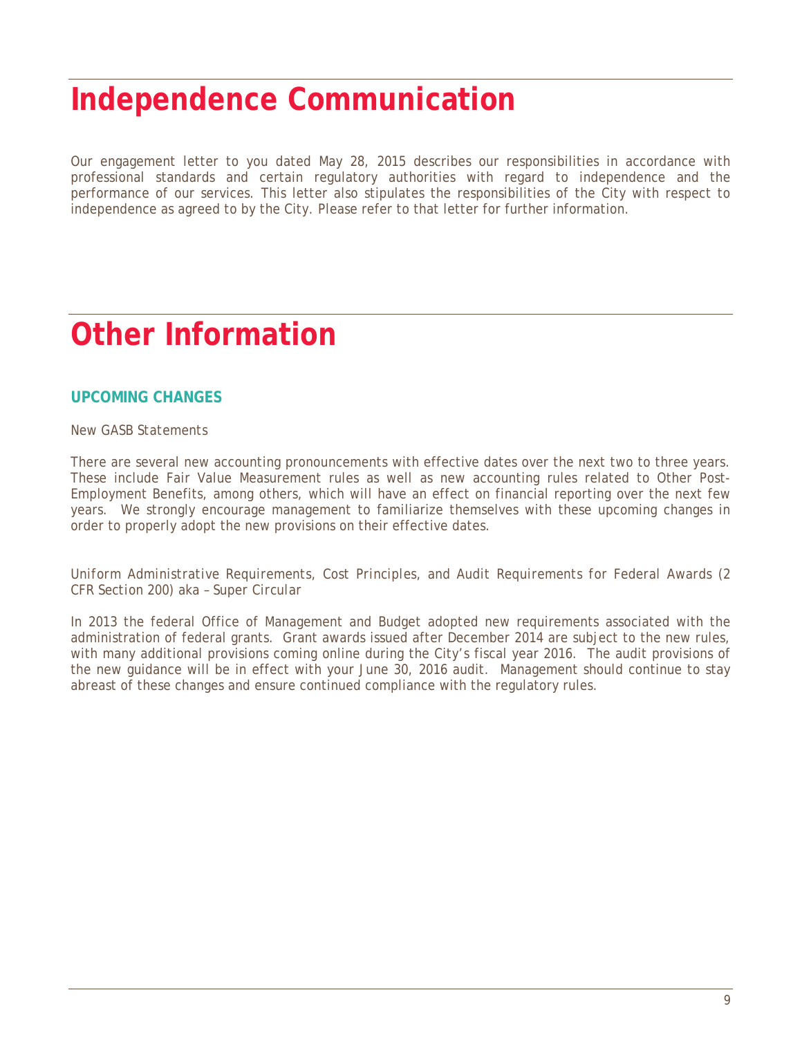# Independence Communication

Our engagement letter to you dated May 28, 2015 describes our responsibilities in accordance with professional standards and certain regulatory authorities with regard to independence and the performance of our services. This letter also stipulates the responsibilities of the City with respect to independence as agreed to by the City. Please refer to that letter for further information.

# Other Information

## UPCOMING CHANGES

*New GASB Statements*

There are several new accounting pronouncements with effective dates over the next two to three years. These include Fair Value Measurement rules as well as new accounting rules related to Other Post-Employment Benefits, among others, which will have an effect on financial reporting over the next few years. We strongly encourage management to familiarize themselves with these upcoming changes in order to properly adopt the new provisions on their effective dates.

*Uniform Administrative Requirements, Cost Principles, and Audit Requirements for Federal Awards (2 CFR Section 200) aka – Super Circular*

In 2013 the federal Office of Management and Budget adopted new requirements associated with the administration of federal grants. Grant awards issued after December 2014 are subject to the new rules, with many additional provisions coming online during the City's fiscal year 2016. The audit provisions of the new guidance will be in effect with your June 30, 2016 audit. Management should continue to stay abreast of these changes and ensure continued compliance with the regulatory rules.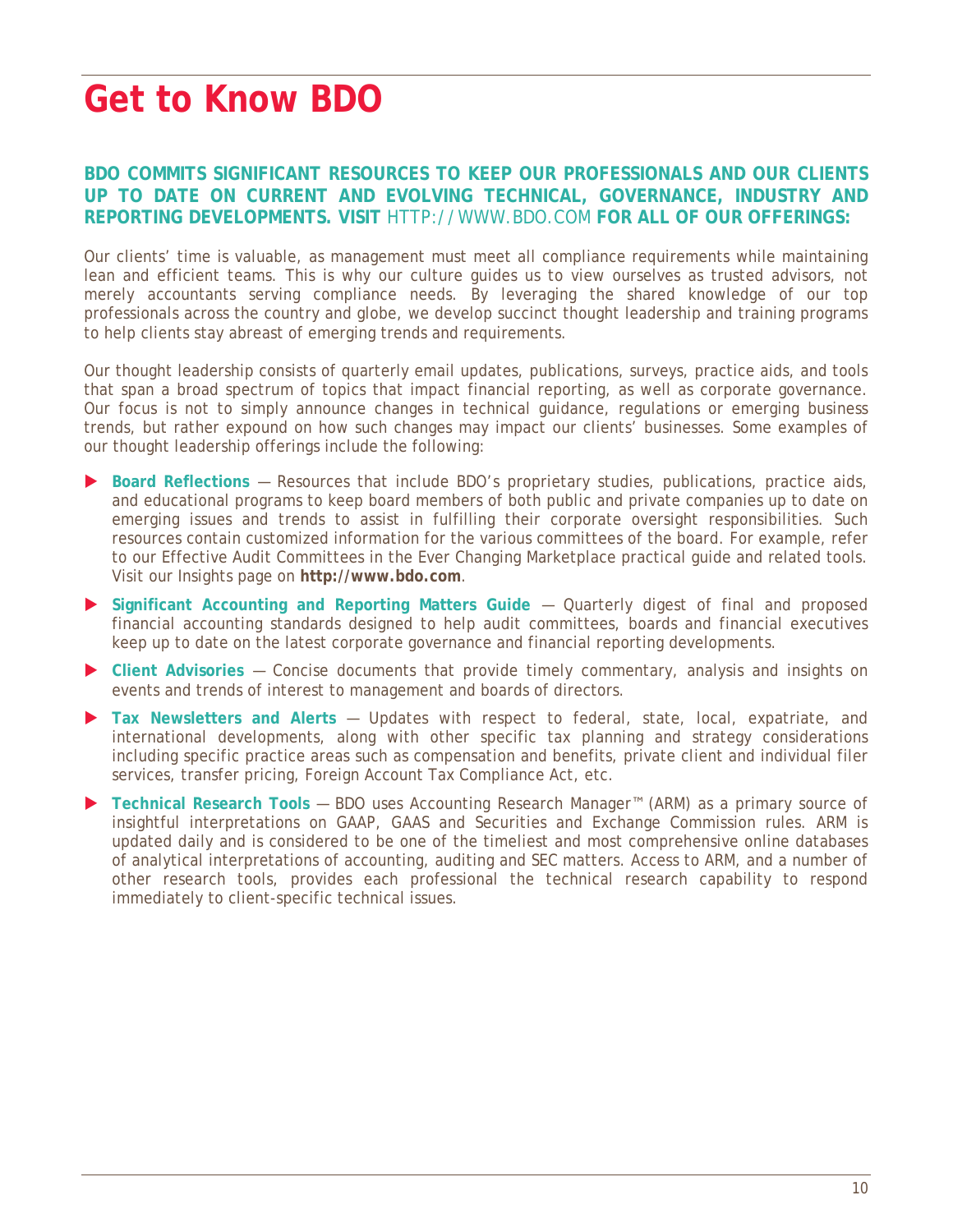# Get to Know BDO

**BDO COMMITS SIGNIFICANT RESOURCES TO KEEP OUR PROFESSIONALS AND OUR CLIENTS UP TO DATE ON CURRENT AND EVOLVING TECHNICAL, GOVERNANCE, INDUSTRY AND REPORTING DEVELOPMENTS. VISIT** HTTP://WWW.BDO.COM **FOR ALL OF OUR OFFERINGS:**

Our clients' time is valuable, as management must meet all compliance requirements while maintaining lean and efficient teams. This is why our culture guides us to view ourselves as trusted advisors, not merely accountants serving compliance needs. By leveraging the shared knowledge of our top professionals across the country and globe, we develop succinct thought leadership and training programs to help clients stay abreast of emerging trends and requirements.

Our thought leadership consists of quarterly email updates, publications, surveys, practice aids, and tools that span a broad spectrum of topics that impact financial reporting, as well as corporate governance. Our focus is not to simply announce changes in technical guidance, regulations or emerging business trends, but rather expound on how such changes may impact our clients' businesses. Some examples of our thought leadership offerings include the following:

- **Board Reflections** — Resources that include BDO's proprietary studies, publications, practice aids, and educational programs to keep board members of both public and private companies up to date on emerging issues and trends to assist in fulfilling their corporate oversight responsibilities. Such resources contain customized information for the various committees of the board. For example, refer to our Effective Audit Committees in the Ever Changing Marketplace practical guide and related tools. Visit our Insights page on **http://www.bdo.com**.
- **Significant Accounting and Reporting Matters Guide** — Quarterly digest of final and proposed financial accounting standards designed to help audit committees, boards and financial executives keep up to date on the latest corporate governance and financial reporting developments.
- **Client Advisories** — Concise documents that provide timely commentary, analysis and insights on events and trends of interest to management and boards of directors.
- **Tax Newsletters and Alerts** — Updates with respect to federal, state, local, expatriate, and international developments, along with other specific tax planning and strategy considerations including specific practice areas such as compensation and benefits, private client and individual filer services, transfer pricing, Foreign Account Tax Compliance Act, etc.
- **Technical Research Tools** — BDO uses Accounting Research Manager™ (ARM) as a primary source of insightful interpretations on GAAP, GAAS and Securities and Exchange Commission rules. ARM is updated daily and is considered to be one of the timeliest and most comprehensive online databases of analytical interpretations of accounting, auditing and SEC matters. Access to ARM, and a number of other research tools, provides each professional the technical research capability to respond immediately to client-specific technical issues.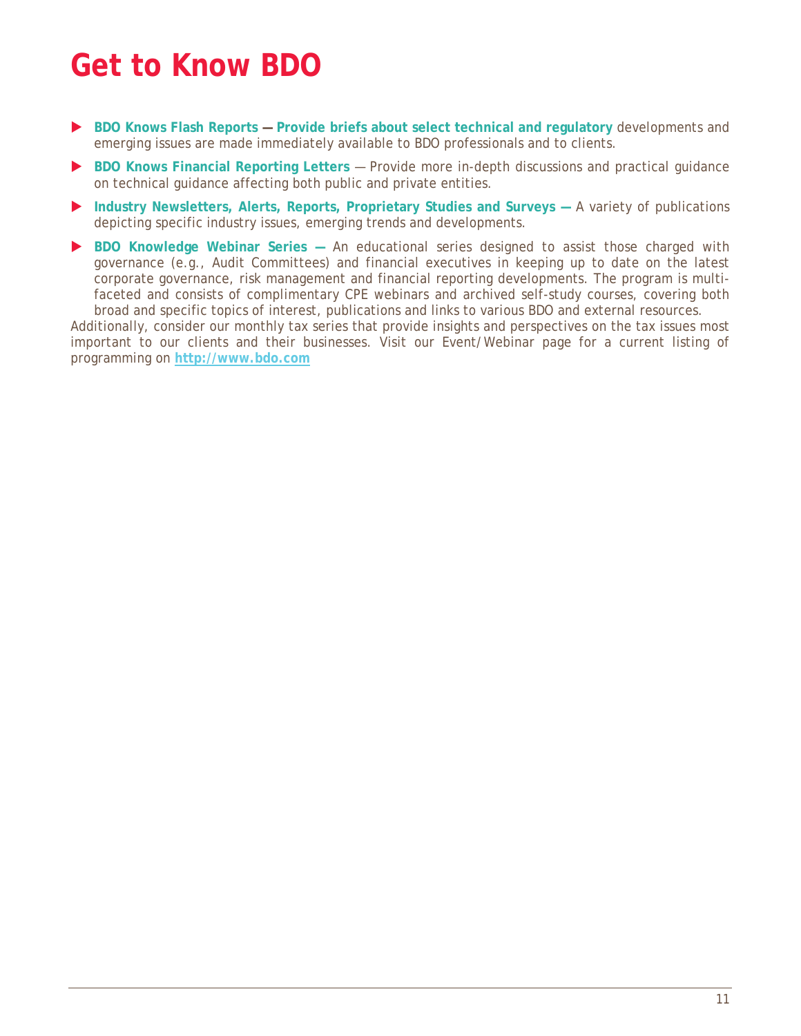# Get to Know BDO

- **BDO Knows Flash Reports — Provide briefs about select technical and regulatory** developments and emerging issues are made immediately available to BDO professionals and to clients.
- **BDO Knows Financial Reporting Letters** — Provide more in-depth discussions and practical guidance on technical guidance affecting both public and private entities.
- **Industry Newsletters, Alerts, Reports, Proprietary Studies and Surveys —** A variety of publications depicting specific industry issues, emerging trends and developments.
- **BDO Knowledge Webinar Series —** An educational series designed to assist those charged with governance (e.g., Audit Committees) and financial executives in keeping up to date on the latest corporate governance, risk management and financial reporting developments. The program is multi-faceted and consists of complimentary CPE webinars and archived self-study courses, covering both broad and specific topics of interest, publications and links to various BDO and external resources.

Additionally, consider our monthly tax series that provide insights and perspectives on the tax issues most important to our clients and their businesses. Visit our Event/Webinar page for a current listing of programming on **http://www.bdo.com**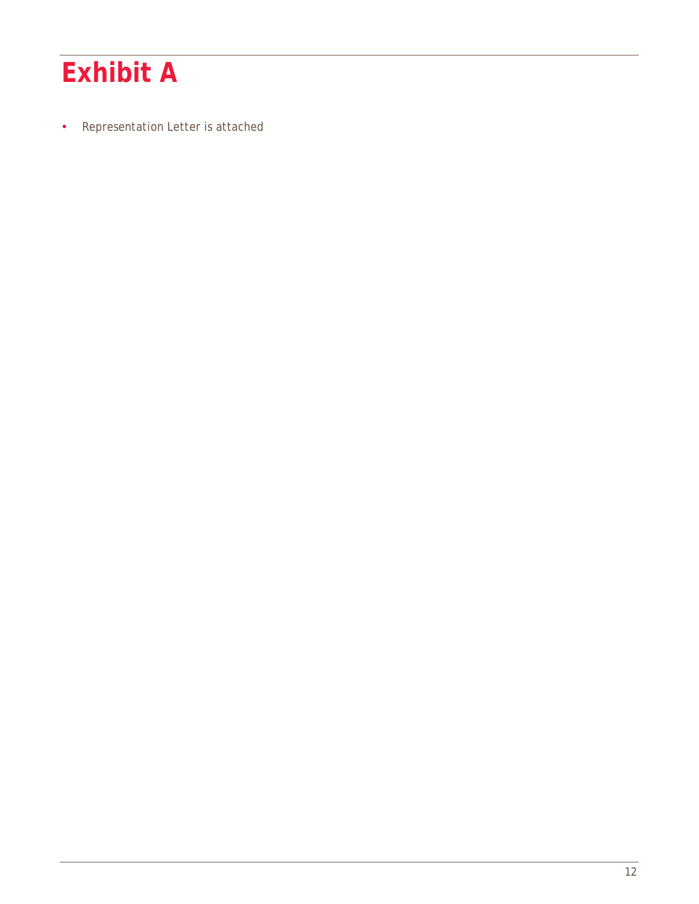# Exhibit A

- Representation Letter is attached